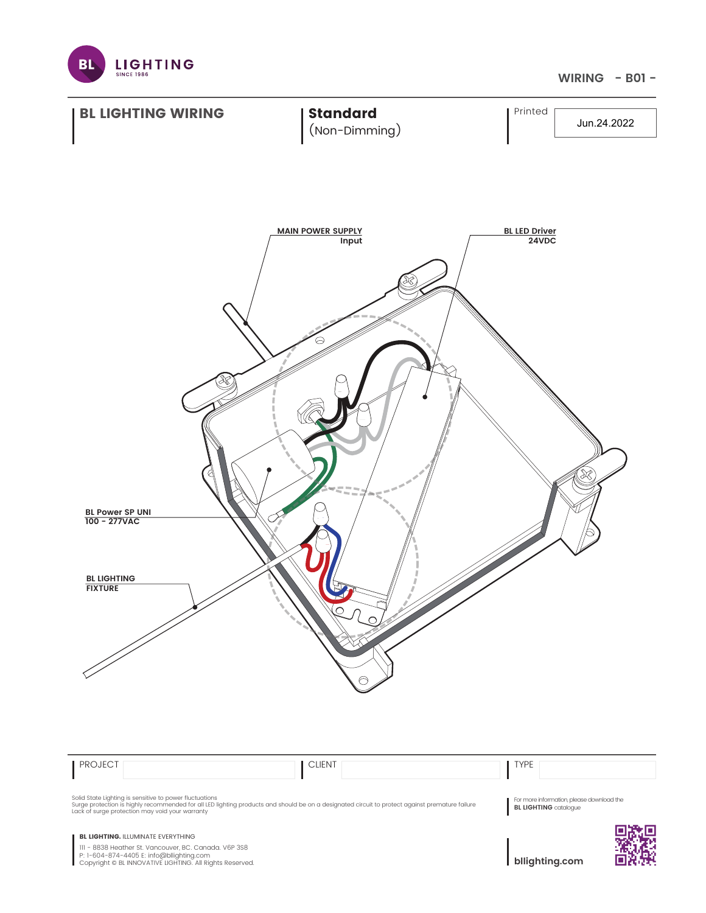BL LIGHTING SINCE 1986

WIRING - B01 -

## BL LIGHTING WIRING

**Standard**
(Non-Dimming)

Printed: Jun.24.2022

**MAIN POWER SUPPLY**
**Input**

**BL LED Driver**
**24VDC**

**BL Power SP UNI**
**100 - 277VAC**

**BL LIGHTING**
**FIXTURE**

| PROJECT | CLIENT | TYPE |
|---|---|---|
| | | |

Solid State Lighting is sensitive to power fluctuations
Surge protection is highly recommended for all LED lighting products and should be on a designated circuit to protect against premature failure
Lack of surge protection may void your warranty

For more information, please download the **BL LIGHTING** catalogue

**BL LIGHTING.** ILLUMINATE EVERYTHING

111 - 8838 Heather St. Vancouver, BC. Canada. V6P 3S8
P: 1-604-874-4405 E: info@bllighting.com
Copyright © BL INNOVATIVE LIGHTING. All Rights Reserved.

**bllighting.com**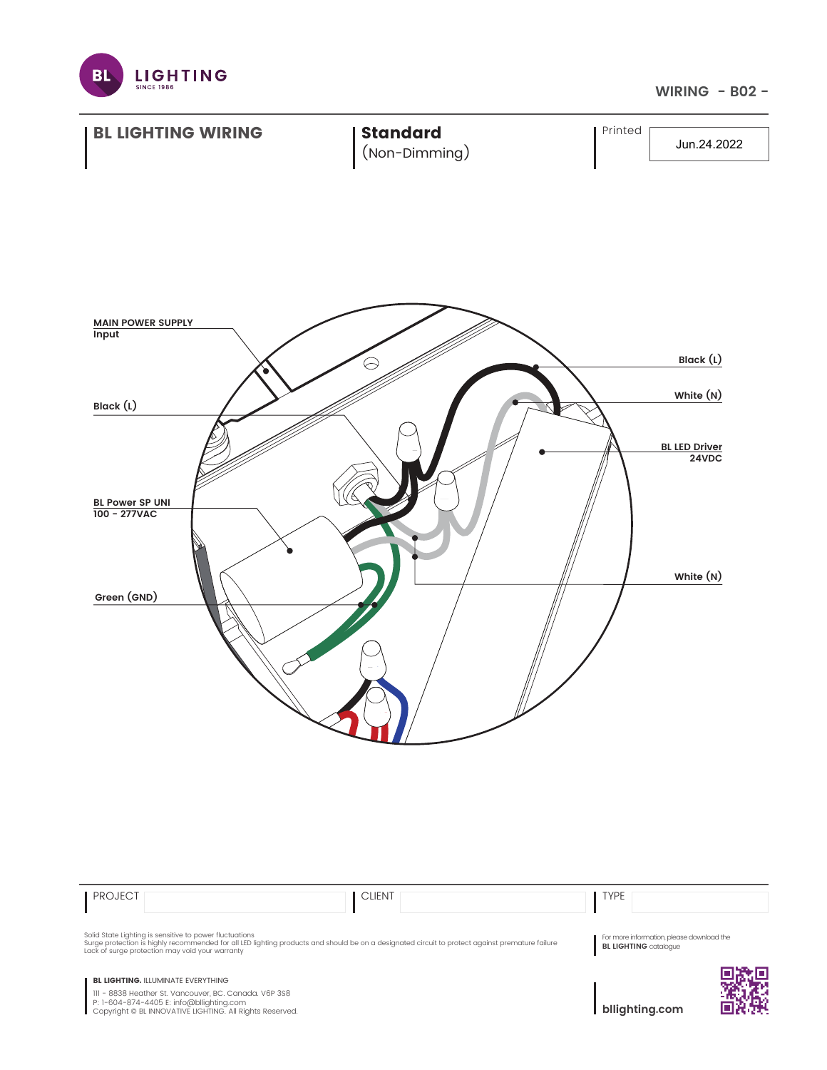WIRING - B02 -

# BL LIGHTING WIRING

**Standard**
(Non-Dimming)

Printed: Jun.24.2022

**MAIN POWER SUPPLY**
**Input**

**Black (L)**

**BL Power SP UNI**
**100 - 277VAC**

**Green (GND)**

**Black (L)**

**White (N)**

**BL LED Driver**
**24VDC**

**White (N)**

| PROJECT | | CLIENT | | TYPE | |
|---|---|---|---|---|---|

Solid State Lighting is sensitive to power fluctuations
Surge protection is highly recommended for all LED lighting products and should be on a designated circuit to protect against premature failure
Lack of surge protection may void your warranty

For more information, please download the **BL LIGHTING** catalogue

**BL LIGHTING.** ILLUMINATE EVERYTHING

111 - 8838 Heather St. Vancouver, BC. Canada. V6P 3S8
P: 1-604-874-4405 E: info@bllighting.com
Copyright © BL INNOVATIVE LIGHTING. All Rights Reserved.

**bllighting.com**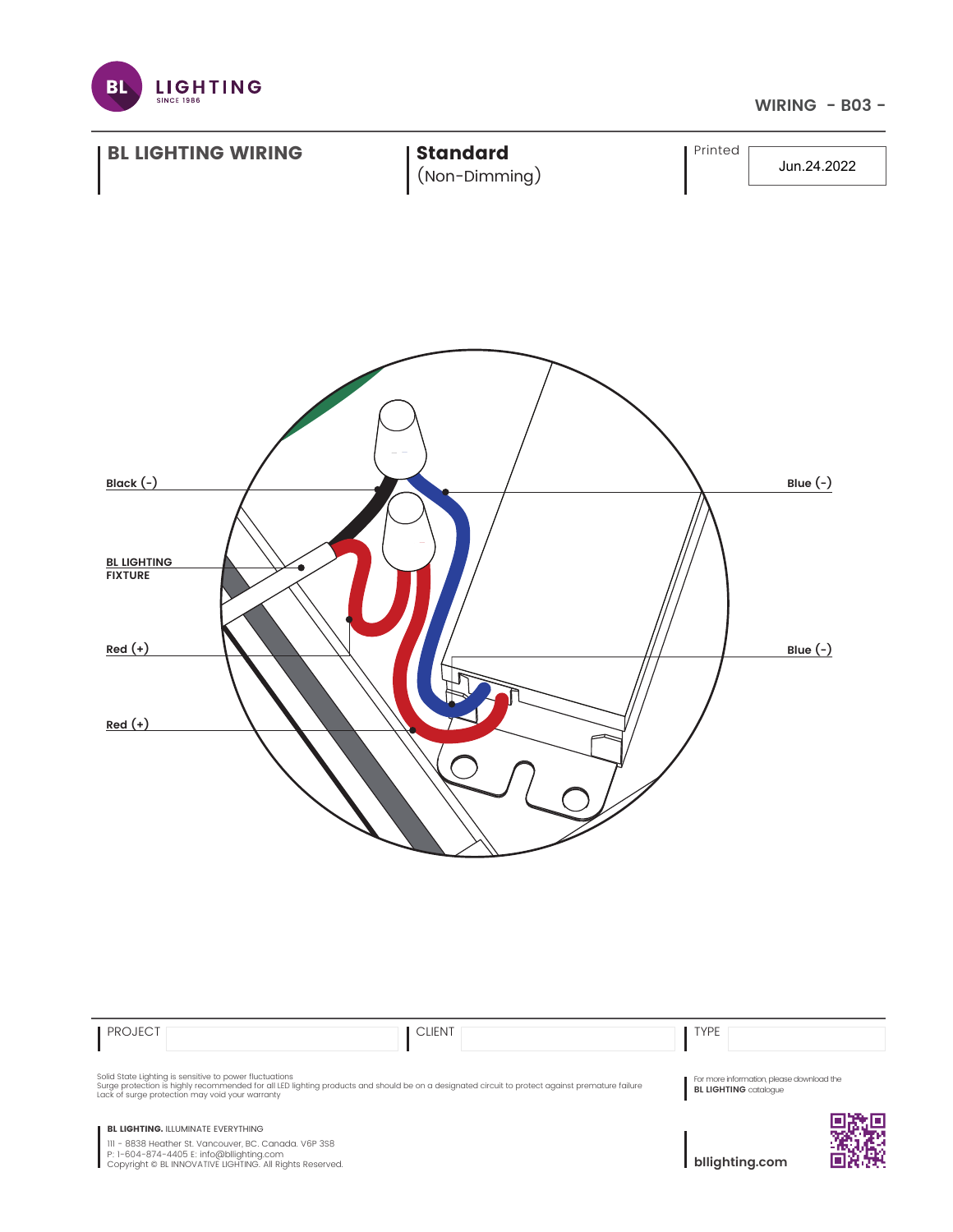BL LIGHTING
SINCE 1986

WIRING - B03 -

# BL LIGHTING WIRING

**Standard**
(Non-Dimming)

Printed Jun.24.2022

Black (-)

BL LIGHTING FIXTURE

Red (+)

Red (+)

Blue (-)

Blue (-)

| PROJECT | | CLIENT | | TYPE | |
|---|---|---|---|---|---|

Solid State Lighting is sensitive to power fluctuations
Surge protection is highly recommended for all LED lighting products and should be on a designated circuit to protect against premature failure
Lack of surge protection may void your warranty

For more information, please download the **BL LIGHTING** catalogue

**BL LIGHTING.** ILLUMINATE EVERYTHING

111 - 8838 Heather St. Vancouver, BC. Canada. V6P 3S8
P: 1-604-874-4405 E: info@bllighting.com
Copyright © BL INNOVATIVE LIGHTING. All Rights Reserved.

**bllighting.com**